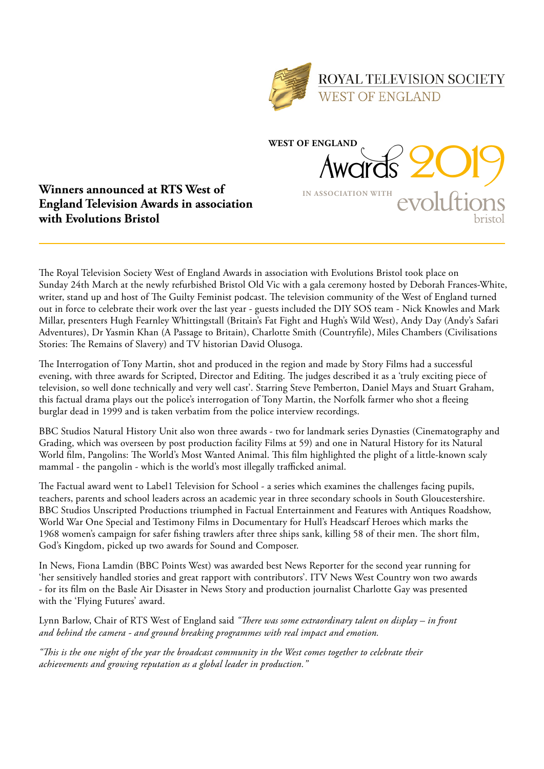ROYAL TELEVISION SOCIETY
WEST OF ENGLAND

WEST OF ENGLAND
Awards 2019
IN ASSOCIATION WITH evolutions bristol

# Winners announced at RTS West of England Television Awards in association with Evolutions Bristol

The Royal Television Society West of England Awards in association with Evolutions Bristol took place on Sunday 24th March at the newly refurbished Bristol Old Vic with a gala ceremony hosted by Deborah Frances-White, writer, stand up and host of The Guilty Feminist podcast. The television community of the West of England turned out in force to celebrate their work over the last year - guests included the DIY SOS team - Nick Knowles and Mark Millar, presenters Hugh Fearnley Whittingstall (Britain's Fat Fight and Hugh's Wild West), Andy Day (Andy's Safari Adventures), Dr Yasmin Khan (A Passage to Britain), Charlotte Smith (Countryfile), Miles Chambers (Civilisations Stories: The Remains of Slavery) and TV historian David Olusoga.

The Interrogation of Tony Martin, shot and produced in the region and made by Story Films had a successful evening, with three awards for Scripted, Director and Editing. The judges described it as a 'truly exciting piece of television, so well done technically and very well cast'. Starring Steve Pemberton, Daniel Mays and Stuart Graham, this factual drama plays out the police's interrogation of Tony Martin, the Norfolk farmer who shot a fleeing burglar dead in 1999 and is taken verbatim from the police interview recordings.

BBC Studios Natural History Unit also won three awards - two for landmark series Dynasties (Cinematography and Grading, which was overseen by post production facility Films at 59) and one in Natural History for its Natural World film, Pangolins: The World's Most Wanted Animal. This film highlighted the plight of a little-known scaly mammal - the pangolin - which is the world's most illegally trafficked animal.

The Factual award went to Label1 Television for School - a series which examines the challenges facing pupils, teachers, parents and school leaders across an academic year in three secondary schools in South Gloucestershire. BBC Studios Unscripted Productions triumphed in Factual Entertainment and Features with Antiques Roadshow, World War One Special and Testimony Films in Documentary for Hull's Headscarf Heroes which marks the 1968 women's campaign for safer fishing trawlers after three ships sank, killing 58 of their men. The short film, God's Kingdom, picked up two awards for Sound and Composer.

In News, Fiona Lamdin (BBC Points West) was awarded best News Reporter for the second year running for 'her sensitively handled stories and great rapport with contributors'. ITV News West Country won two awards - for its film on the Basle Air Disaster in News Story and production journalist Charlotte Gay was presented with the 'Flying Futures' award.

Lynn Barlow, Chair of RTS West of England said *"There was some extraordinary talent on display – in front and behind the camera - and ground breaking programmes with real impact and emotion.*

*"This is the one night of the year the broadcast community in the West comes together to celebrate their achievements and growing reputation as a global leader in production."*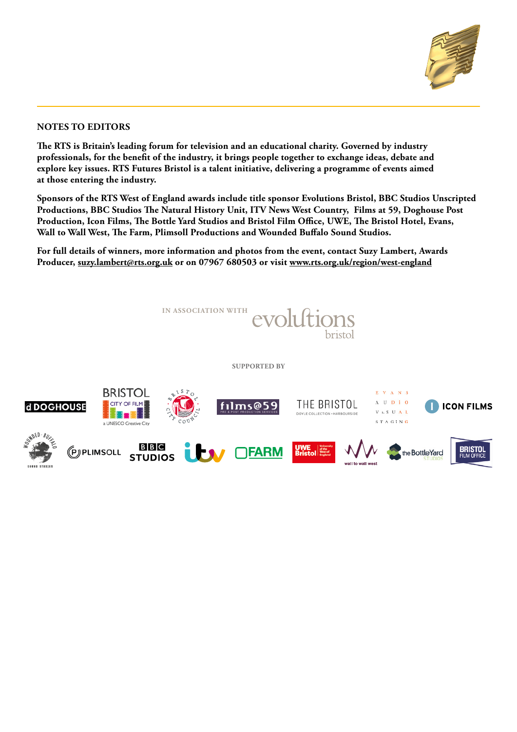## NOTES TO EDITORS

**The RTS is Britain's leading forum for television and an educational charity. Governed by industry professionals, for the benefit of the industry, it brings people together to exchange ideas, debate and explore key issues. RTS Futures Bristol is a talent initiative, delivering a programme of events aimed at those entering the industry.**

**Sponsors of the RTS West of England awards include title sponsor Evolutions Bristol, BBC Studios Unscripted Productions, BBC Studios The Natural History Unit, ITV News West Country, Films at 59, Doghouse Post Production, Icon Films, The Bottle Yard Studios and Bristol Film Office, UWE, The Bristol Hotel, Evans, Wall to Wall West, The Farm, Plimsoll Productions and Wounded Buffalo Sound Studios.**

**For full details of winners, more information and photos from the event, contact Suzy Lambert, Awards Producer, suzy.lambert@rts.org.uk or on 07967 680503 or visit www.rts.org.uk/region/west-england**

IN ASSOCIATION WITH evolutions bristol

SUPPORTED BY